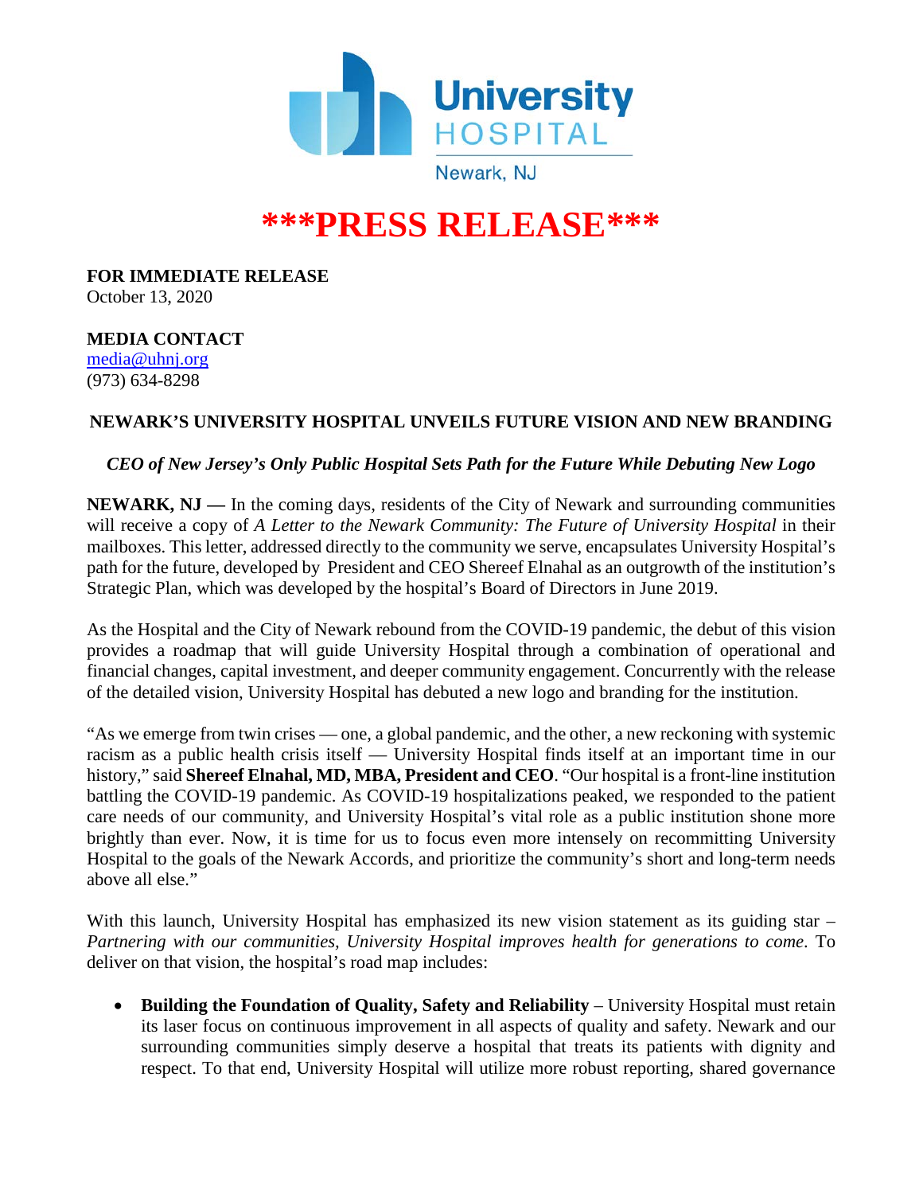University HOSPITAL

Newark, NJ

# ***PRESS RELEASE***

**FOR IMMEDIATE RELEASE**
October 13, 2020

**MEDIA CONTACT**
[media@uhnj.org](mailto:media@uhnj.org)
(973) 634-8298

## NEWARK'S UNIVERSITY HOSPITAL UNVEILS FUTURE VISION AND NEW BRANDING

***CEO of New Jersey's Only Public Hospital Sets Path for the Future While Debuting New Logo***

**NEWARK, NJ —** In the coming days, residents of the City of Newark and surrounding communities will receive a copy of *A Letter to the Newark Community: The Future of University Hospital* in their mailboxes. This letter, addressed directly to the community we serve, encapsulates University Hospital's path for the future, developed by President and CEO Shereef Elnahal as an outgrowth of the institution's Strategic Plan, which was developed by the hospital's Board of Directors in June 2019.

As the Hospital and the City of Newark rebound from the COVID-19 pandemic, the debut of this vision provides a roadmap that will guide University Hospital through a combination of operational and financial changes, capital investment, and deeper community engagement. Concurrently with the release of the detailed vision, University Hospital has debuted a new logo and branding for the institution.

"As we emerge from twin crises — one, a global pandemic, and the other, a new reckoning with systemic racism as a public health crisis itself — University Hospital finds itself at an important time in our history," said **Shereef Elnahal, MD, MBA, President and CEO**. "Our hospital is a front-line institution battling the COVID-19 pandemic. As COVID-19 hospitalizations peaked, we responded to the patient care needs of our community, and University Hospital's vital role as a public institution shone more brightly than ever. Now, it is time for us to focus even more intensely on recommitting University Hospital to the goals of the Newark Accords, and prioritize the community's short and long-term needs above all else."

With this launch, University Hospital has emphasized its new vision statement as its guiding star – *Partnering with our communities, University Hospital improves health for generations to come*. To deliver on that vision, the hospital's road map includes:

- **Building the Foundation of Quality, Safety and Reliability** – University Hospital must retain its laser focus on continuous improvement in all aspects of quality and safety. Newark and our surrounding communities simply deserve a hospital that treats its patients with dignity and respect. To that end, University Hospital will utilize more robust reporting, shared governance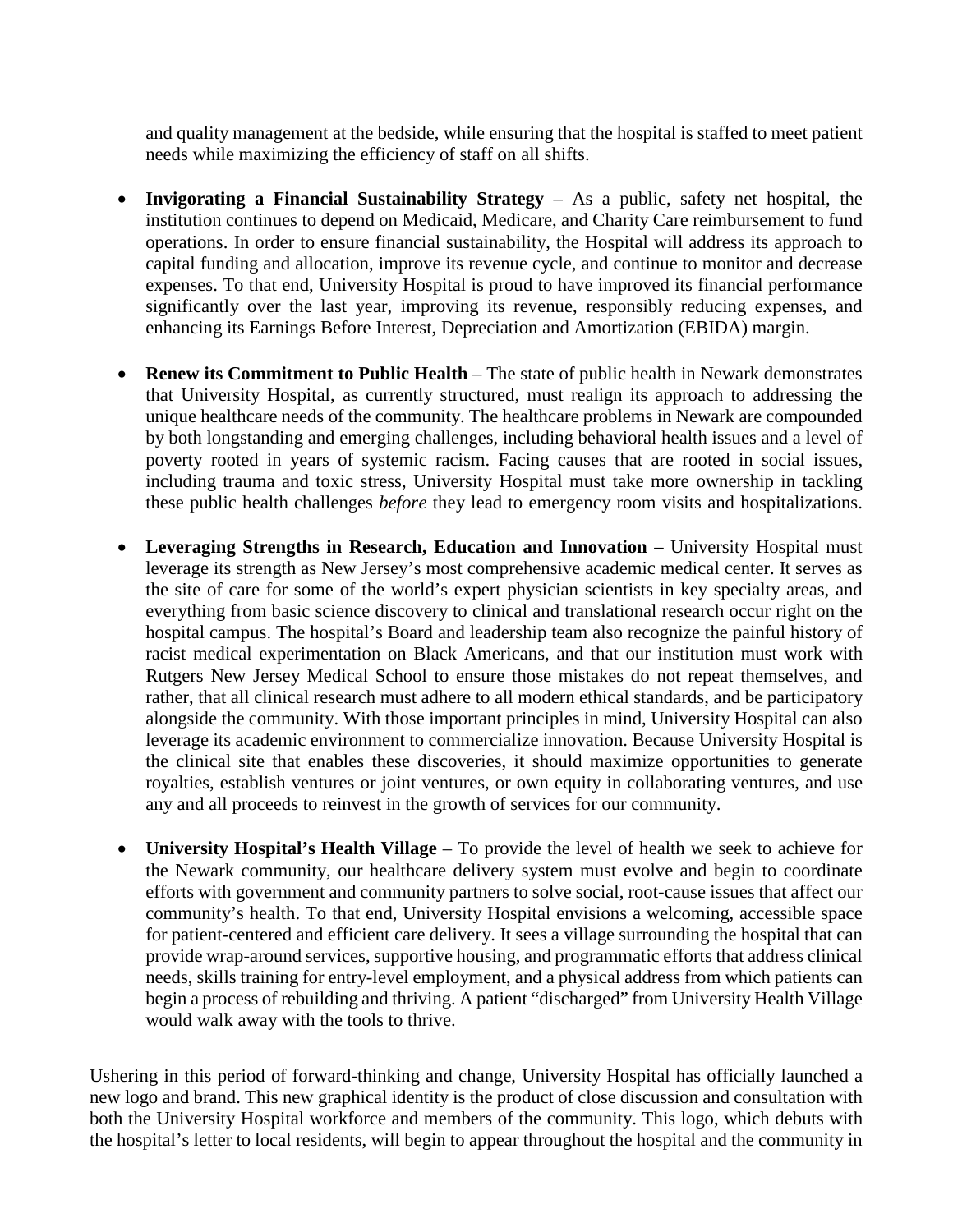and quality management at the bedside, while ensuring that the hospital is staffed to meet patient needs while maximizing the efficiency of staff on all shifts.

- **Invigorating a Financial Sustainability Strategy** – As a public, safety net hospital, the institution continues to depend on Medicaid, Medicare, and Charity Care reimbursement to fund operations. In order to ensure financial sustainability, the Hospital will address its approach to capital funding and allocation, improve its revenue cycle, and continue to monitor and decrease expenses. To that end, University Hospital is proud to have improved its financial performance significantly over the last year, improving its revenue, responsibly reducing expenses, and enhancing its Earnings Before Interest, Depreciation and Amortization (EBIDA) margin.

- **Renew its Commitment to Public Health** – The state of public health in Newark demonstrates that University Hospital, as currently structured, must realign its approach to addressing the unique healthcare needs of the community. The healthcare problems in Newark are compounded by both longstanding and emerging challenges, including behavioral health issues and a level of poverty rooted in years of systemic racism. Facing causes that are rooted in social issues, including trauma and toxic stress, University Hospital must take more ownership in tackling these public health challenges *before* they lead to emergency room visits and hospitalizations.

- **Leveraging Strengths in Research, Education and Innovation –** University Hospital must leverage its strength as New Jersey's most comprehensive academic medical center. It serves as the site of care for some of the world's expert physician scientists in key specialty areas, and everything from basic science discovery to clinical and translational research occur right on the hospital campus. The hospital's Board and leadership team also recognize the painful history of racist medical experimentation on Black Americans, and that our institution must work with Rutgers New Jersey Medical School to ensure those mistakes do not repeat themselves, and rather, that all clinical research must adhere to all modern ethical standards, and be participatory alongside the community. With those important principles in mind, University Hospital can also leverage its academic environment to commercialize innovation. Because University Hospital is the clinical site that enables these discoveries, it should maximize opportunities to generate royalties, establish ventures or joint ventures, or own equity in collaborating ventures, and use any and all proceeds to reinvest in the growth of services for our community.

- **University Hospital's Health Village** – To provide the level of health we seek to achieve for the Newark community, our healthcare delivery system must evolve and begin to coordinate efforts with government and community partners to solve social, root-cause issues that affect our community's health. To that end, University Hospital envisions a welcoming, accessible space for patient-centered and efficient care delivery. It sees a village surrounding the hospital that can provide wrap-around services, supportive housing, and programmatic efforts that address clinical needs, skills training for entry-level employment, and a physical address from which patients can begin a process of rebuilding and thriving. A patient "discharged" from University Health Village would walk away with the tools to thrive.

Ushering in this period of forward-thinking and change, University Hospital has officially launched a new logo and brand. This new graphical identity is the product of close discussion and consultation with both the University Hospital workforce and members of the community. This logo, which debuts with the hospital's letter to local residents, will begin to appear throughout the hospital and the community in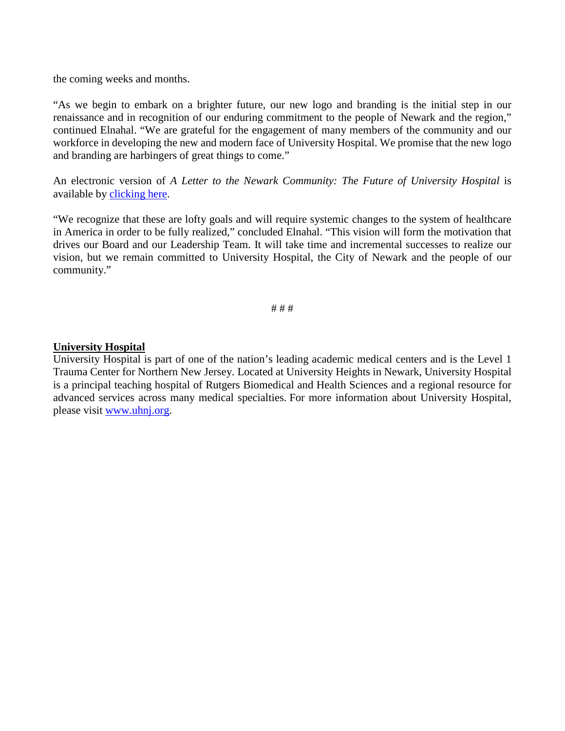the coming weeks and months.

"As we begin to embark on a brighter future, our new logo and branding is the initial step in our renaissance and in recognition of our enduring commitment to the people of Newark and the region," continued Elnahal. "We are grateful for the engagement of many members of the community and our workforce in developing the new and modern face of University Hospital. We promise that the new logo and branding are harbingers of great things to come."

An electronic version of *A Letter to the Newark Community: The Future of University Hospital* is available by [clicking here](#).

"We recognize that these are lofty goals and will require systemic changes to the system of healthcare in America in order to be fully realized," concluded Elnahal. "This vision will form the motivation that drives our Board and our Leadership Team. It will take time and incremental successes to realize our vision, but we remain committed to University Hospital, the City of Newark and the people of our community."

# # #

**University Hospital**

University Hospital is part of one of the nation's leading academic medical centers and is the Level 1 Trauma Center for Northern New Jersey. Located at University Heights in Newark, University Hospital is a principal teaching hospital of Rutgers Biomedical and Health Sciences and a regional resource for advanced services across many medical specialties. For more information about University Hospital, please visit [www.uhnj.org](http://www.uhnj.org).